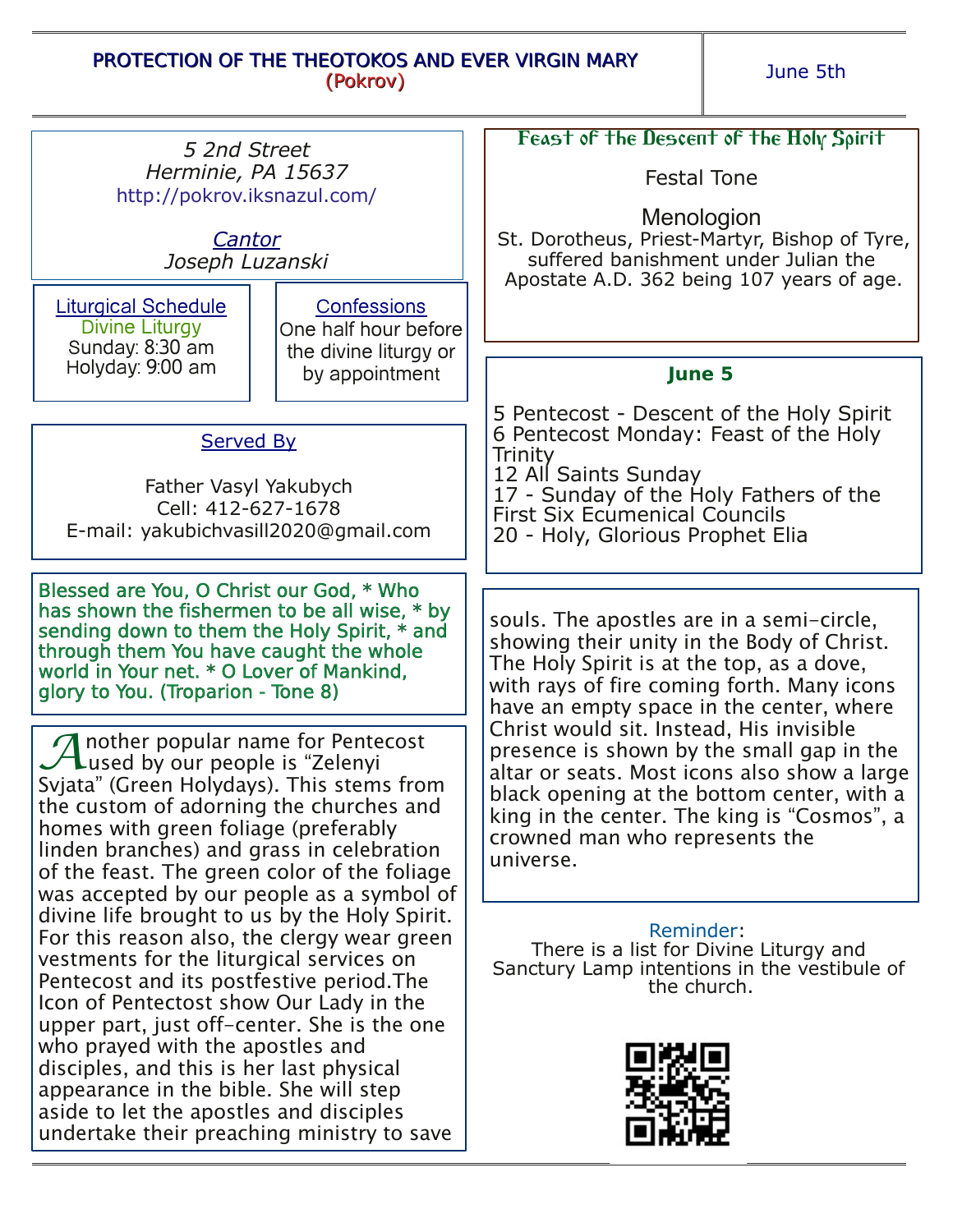# PROTECTION OF THE THEOTOKOS AND EVER VIRGIN MARY
(Pokrov)

June 5th

*5 2nd Street*
*Herminie, PA 15637*
http://pokrov.iksnazul.com/

*Cantor*
*Joseph Luzanski*

**Liturgical Schedule**
Divine Liturgy
Sunday: 8:30 am
Holyday: 9:00 am

**Confessions**
One half hour before the divine liturgy or by appointment

**Served By**

Father Vasyl Yakubych
Cell: 412-627-1678
E-mail: yakubichvasill2020@gmail.com

Blessed are You, O Christ our God, * Who has shown the fishermen to be all wise, * by sending down to them the Holy Spirit, * and through them You have caught the whole world in Your net. * O Lover of Mankind, glory to You. (Troparion - Tone 8)

Another popular name for Pentecost used by our people is “Zelenyi Svjata” (Green Holydays). This stems from the custom of adorning the churches and homes with green foliage (preferably linden branches) and grass in celebration of the feast. The green color of the foliage was accepted by our people as a symbol of divine life brought to us by the Holy Spirit. For this reason also, the clergy wear green vestments for the liturgical services on Pentecost and its postfestive period.The Icon of Pentectost show Our Lady in the upper part, just off-center. She is the one who prayed with the apostles and disciples, and this is her last physical appearance in the bible. She will step aside to let the apostles and disciples undertake their preaching ministry to save souls. The apostles are in a semi-circle, showing their unity in the Body of Christ. The Holy Spirit is at the top, as a dove, with rays of fire coming forth. Many icons have an empty space in the center, where Christ would sit. Instead, His invisible presence is shown by the small gap in the altar or seats. Most icons also show a large black opening at the bottom center, with a king in the center. The king is “Cosmos”, a crowned man who represents the universe.

## Feast of the Descent of the Holy Spirit

Festal Tone

### Menologion

St. Dorotheus, Priest-Martyr, Bishop of Tyre, suffered banishment under Julian the Apostate A.D. 362 being 107 years of age.

### June 5

5 Pentecost - Descent of the Holy Spirit
6 Pentecost Monday: Feast of the Holy Trinity
12 All Saints Sunday
17 - Sunday of the Holy Fathers of the First Six Ecumenical Councils
20 - Holy, Glorious Prophet Elia

Reminder:
There is a list for Divine Liturgy and Sanctury Lamp intentions in the vestibule of the church.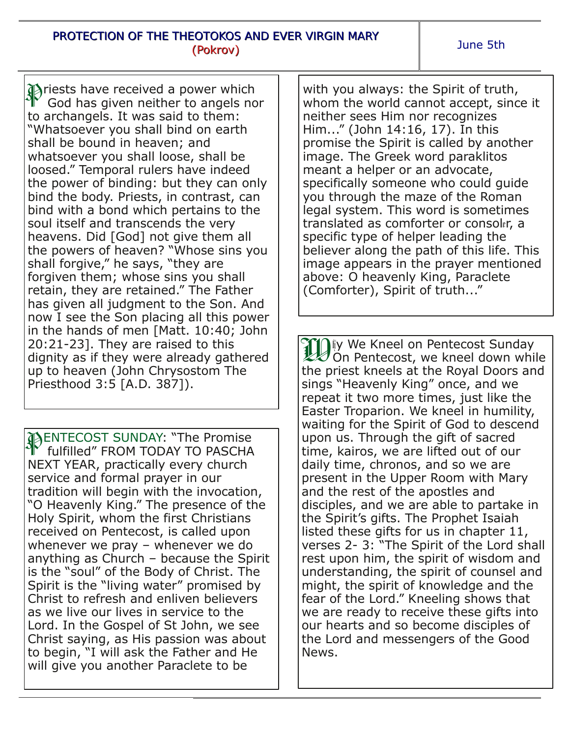PROTECTION OF THE THEOTOKOS AND EVER VIRGIN MARY
(Pokrov)

June 5th

Priests have received a power which God has given neither to angels nor to archangels. It was said to them: "Whatsoever you shall bind on earth shall be bound in heaven; and whatsoever you shall loose, shall be loosed." Temporal rulers have indeed the power of binding: but they can only bind the body. Priests, in contrast, can bind with a bond which pertains to the soul itself and transcends the very heavens. Did [God] not give them all the powers of heaven? "Whose sins you shall forgive," he says, "they are forgiven them; whose sins you shall retain, they are retained." The Father has given all judgment to the Son. And now I see the Son placing all this power in the hands of men [Matt. 10:40; John 20:21-23]. They are raised to this dignity as if they were already gathered up to heaven (John Chrysostom The Priesthood 3:5 [A.D. 387]).

PENTECOST SUNDAY: "The Promise fulfilled" FROM TODAY TO PASCHA NEXT YEAR, practically every church service and formal prayer in our tradition will begin with the invocation, "O Heavenly King." The presence of the Holy Spirit, whom the first Christians received on Pentecost, is called upon whenever we pray – whenever we do anything as Church – because the Spirit is the "soul" of the Body of Christ. The Spirit is the "living water" promised by Christ to refresh and enliven believers as we live our lives in service to the Lord. In the Gospel of St John, we see Christ saying, as His passion was about to begin, "I will ask the Father and He will give you another Paraclete to be with you always: the Spirit of truth, whom the world cannot accept, since it neither sees Him nor recognizes Him..." (John 14:16, 17). In this promise the Spirit is called by another image. The Greek word paraklitos meant a helper or an advocate, specifically someone who could guide you through the maze of the Roman legal system. This word is sometimes translated as comforter or consoler, a specific type of helper leading the believer along the path of this life. This image appears in the prayer mentioned above: O heavenly King, Paraclete (Comforter), Spirit of truth..."

Why We Kneel on Pentecost Sunday On Pentecost, we kneel down while the priest kneels at the Royal Doors and sings "Heavenly King" once, and we repeat it two more times, just like the Easter Troparion. We kneel in humility, waiting for the Spirit of God to descend upon us. Through the gift of sacred time, kairos, we are lifted out of our daily time, chronos, and so we are present in the Upper Room with Mary and the rest of the apostles and disciples, and we are able to partake in the Spirit's gifts. The Prophet Isaiah listed these gifts for us in chapter 11, verses 2- 3: "The Spirit of the Lord shall rest upon him, the spirit of wisdom and understanding, the spirit of counsel and might, the spirit of knowledge and the fear of the Lord." Kneeling shows that we are ready to receive these gifts into our hearts and so become disciples of the Lord and messengers of the Good News.